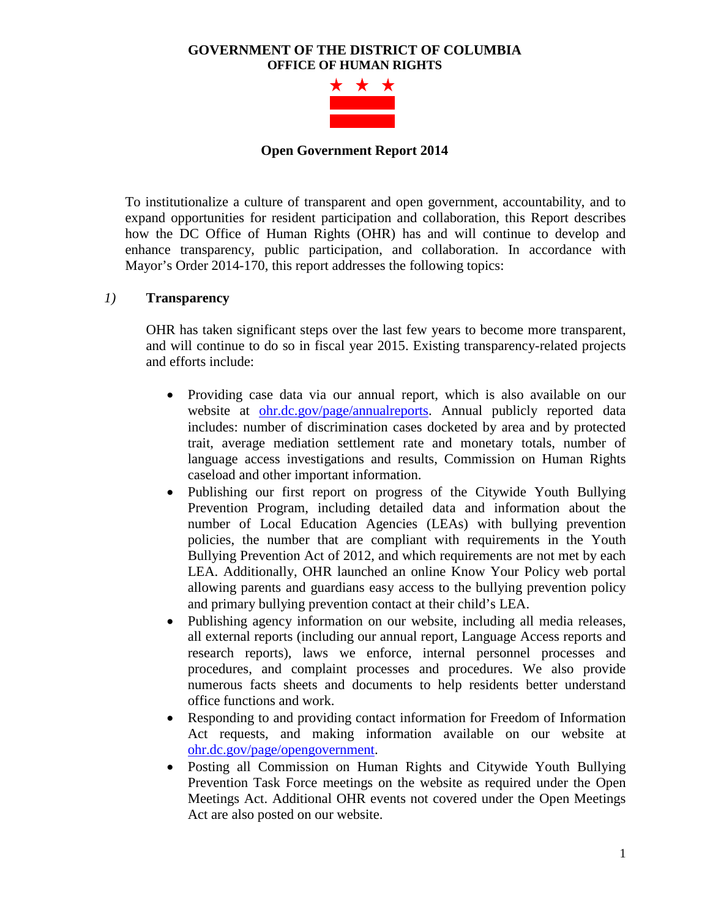**GOVERNMENT OF THE DISTRICT OF COLUMBIA**
**OFFICE OF HUMAN RIGHTS**

# Open Government Report 2014

To institutionalize a culture of transparent and open government, accountability, and to expand opportunities for resident participation and collaboration, this Report describes how the DC Office of Human Rights (OHR) has and will continue to develop and enhance transparency, public participation, and collaboration. In accordance with Mayor's Order 2014-170, this report addresses the following topics:

## *1)* Transparency

OHR has taken significant steps over the last few years to become more transparent, and will continue to do so in fiscal year 2015. Existing transparency-related projects and efforts include:

- Providing case data via our annual report, which is also available on our website at [ohr.dc.gov/page/annualreports](ohr.dc.gov/page/annualreports). Annual publicly reported data includes: number of discrimination cases docketed by area and by protected trait, average mediation settlement rate and monetary totals, number of language access investigations and results, Commission on Human Rights caseload and other important information.
- Publishing our first report on progress of the Citywide Youth Bullying Prevention Program, including detailed data and information about the number of Local Education Agencies (LEAs) with bullying prevention policies, the number that are compliant with requirements in the Youth Bullying Prevention Act of 2012, and which requirements are not met by each LEA. Additionally, OHR launched an online Know Your Policy web portal allowing parents and guardians easy access to the bullying prevention policy and primary bullying prevention contact at their child's LEA.
- Publishing agency information on our website, including all media releases, all external reports (including our annual report, Language Access reports and research reports), laws we enforce, internal personnel processes and procedures, and complaint processes and procedures. We also provide numerous facts sheets and documents to help residents better understand office functions and work.
- Responding to and providing contact information for Freedom of Information Act requests, and making information available on our website at [ohr.dc.gov/page/opengovernment](ohr.dc.gov/page/opengovernment).
- Posting all Commission on Human Rights and Citywide Youth Bullying Prevention Task Force meetings on the website as required under the Open Meetings Act. Additional OHR events not covered under the Open Meetings Act are also posted on our website.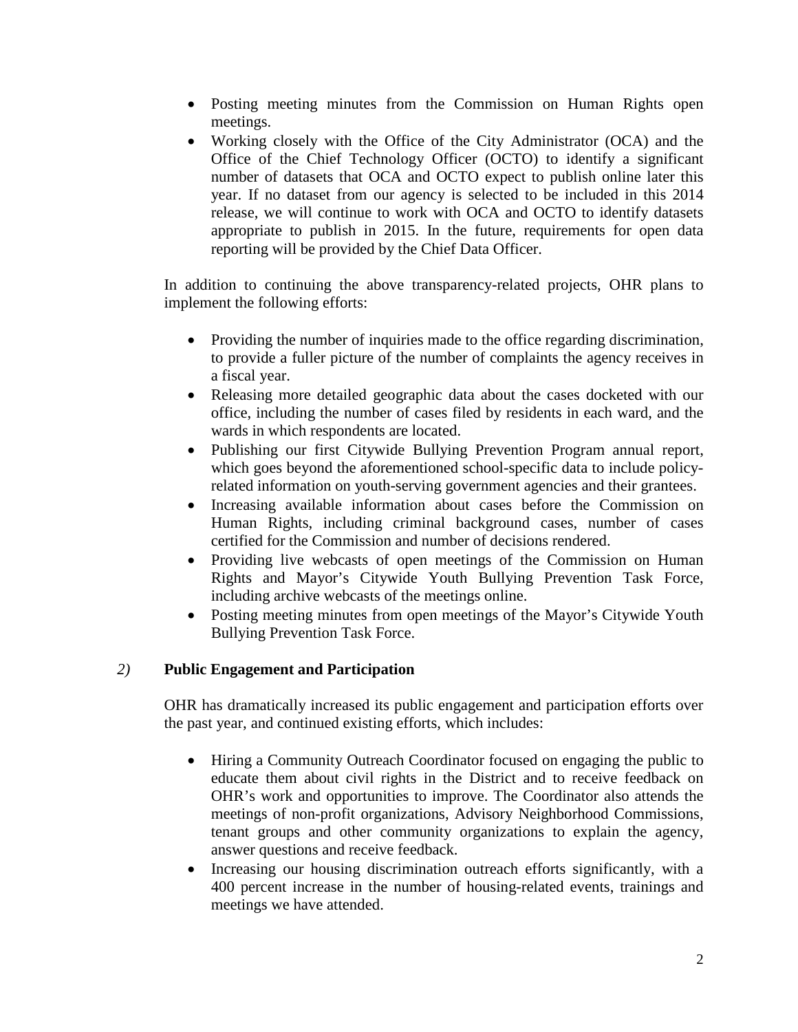- Posting meeting minutes from the Commission on Human Rights open meetings.
- Working closely with the Office of the City Administrator (OCA) and the Office of the Chief Technology Officer (OCTO) to identify a significant number of datasets that OCA and OCTO expect to publish online later this year. If no dataset from our agency is selected to be included in this 2014 release, we will continue to work with OCA and OCTO to identify datasets appropriate to publish in 2015. In the future, requirements for open data reporting will be provided by the Chief Data Officer.

In addition to continuing the above transparency-related projects, OHR plans to implement the following efforts:

- Providing the number of inquiries made to the office regarding discrimination, to provide a fuller picture of the number of complaints the agency receives in a fiscal year.
- Releasing more detailed geographic data about the cases docketed with our office, including the number of cases filed by residents in each ward, and the wards in which respondents are located.
- Publishing our first Citywide Bullying Prevention Program annual report, which goes beyond the aforementioned school-specific data to include policy-related information on youth-serving government agencies and their grantees.
- Increasing available information about cases before the Commission on Human Rights, including criminal background cases, number of cases certified for the Commission and number of decisions rendered.
- Providing live webcasts of open meetings of the Commission on Human Rights and Mayor's Citywide Youth Bullying Prevention Task Force, including archive webcasts of the meetings online.
- Posting meeting minutes from open meetings of the Mayor's Citywide Youth Bullying Prevention Task Force.

## *2)* **Public Engagement and Participation**

OHR has dramatically increased its public engagement and participation efforts over the past year, and continued existing efforts, which includes:

- Hiring a Community Outreach Coordinator focused on engaging the public to educate them about civil rights in the District and to receive feedback on OHR's work and opportunities to improve. The Coordinator also attends the meetings of non-profit organizations, Advisory Neighborhood Commissions, tenant groups and other community organizations to explain the agency, answer questions and receive feedback.
- Increasing our housing discrimination outreach efforts significantly, with a 400 percent increase in the number of housing-related events, trainings and meetings we have attended.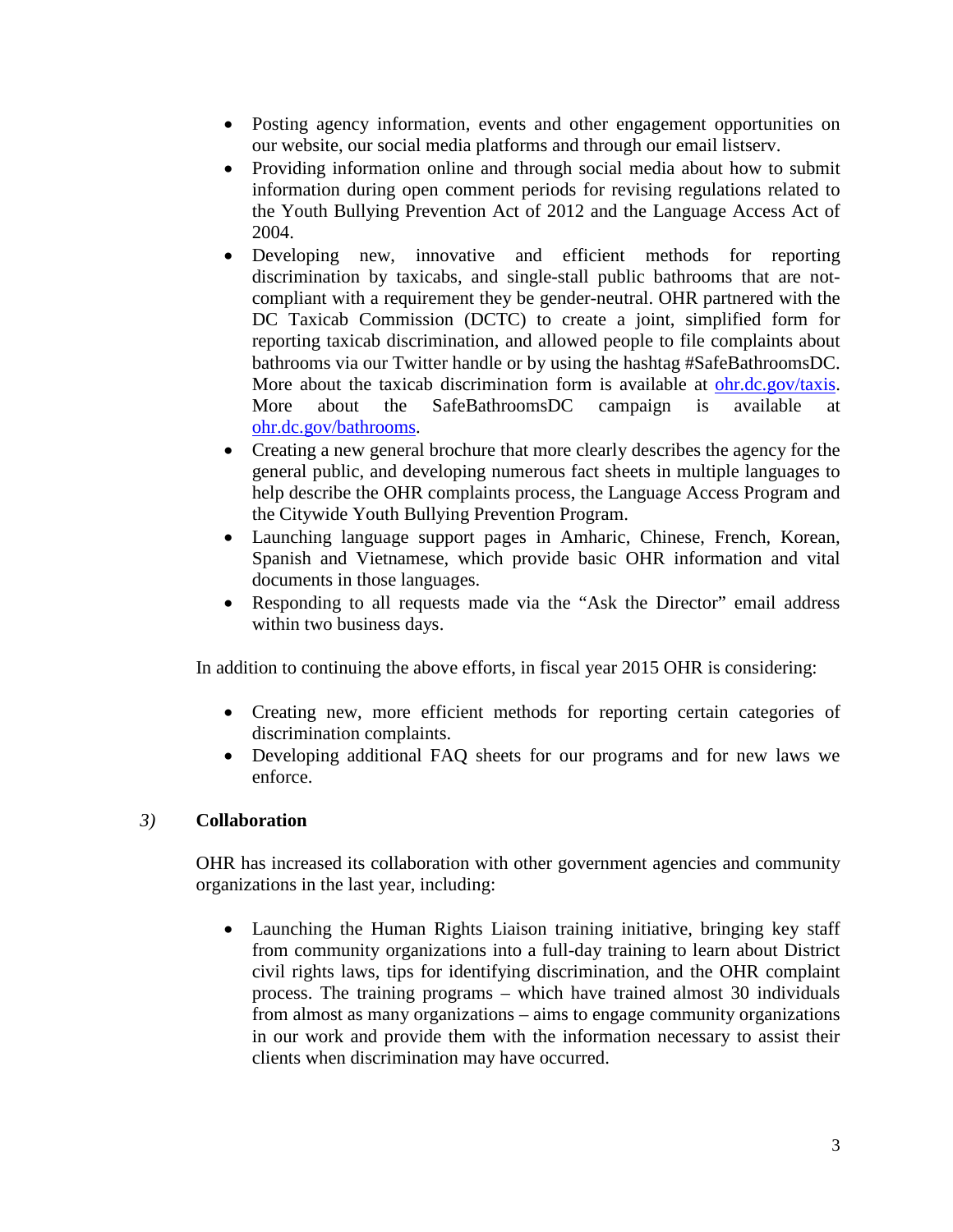- Posting agency information, events and other engagement opportunities on our website, our social media platforms and through our email listserv.
- Providing information online and through social media about how to submit information during open comment periods for revising regulations related to the Youth Bullying Prevention Act of 2012 and the Language Access Act of 2004.
- Developing new, innovative and efficient methods for reporting discrimination by taxicabs, and single-stall public bathrooms that are not-compliant with a requirement they be gender-neutral. OHR partnered with the DC Taxicab Commission (DCTC) to create a joint, simplified form for reporting taxicab discrimination, and allowed people to file complaints about bathrooms via our Twitter handle or by using the hashtag #SafeBathroomsDC. More about the taxicab discrimination form is available at [ohr.dc.gov/taxis](ohr.dc.gov/taxis). More about the SafeBathroomsDC campaign is available at [ohr.dc.gov/bathrooms](ohr.dc.gov/bathrooms).
- Creating a new general brochure that more clearly describes the agency for the general public, and developing numerous fact sheets in multiple languages to help describe the OHR complaints process, the Language Access Program and the Citywide Youth Bullying Prevention Program.
- Launching language support pages in Amharic, Chinese, French, Korean, Spanish and Vietnamese, which provide basic OHR information and vital documents in those languages.
- Responding to all requests made via the "Ask the Director" email address within two business days.

In addition to continuing the above efforts, in fiscal year 2015 OHR is considering:

- Creating new, more efficient methods for reporting certain categories of discrimination complaints.
- Developing additional FAQ sheets for our programs and for new laws we enforce.

### *3)* Collaboration

OHR has increased its collaboration with other government agencies and community organizations in the last year, including:

- Launching the Human Rights Liaison training initiative, bringing key staff from community organizations into a full-day training to learn about District civil rights laws, tips for identifying discrimination, and the OHR complaint process. The training programs – which have trained almost 30 individuals from almost as many organizations – aims to engage community organizations in our work and provide them with the information necessary to assist their clients when discrimination may have occurred.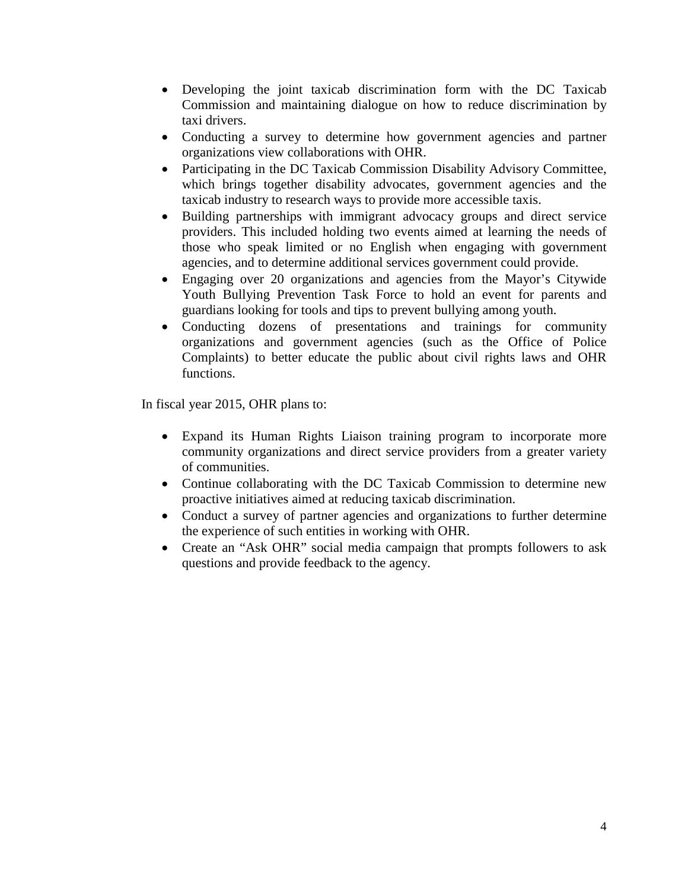- Developing the joint taxicab discrimination form with the DC Taxicab Commission and maintaining dialogue on how to reduce discrimination by taxi drivers.
- Conducting a survey to determine how government agencies and partner organizations view collaborations with OHR.
- Participating in the DC Taxicab Commission Disability Advisory Committee, which brings together disability advocates, government agencies and the taxicab industry to research ways to provide more accessible taxis.
- Building partnerships with immigrant advocacy groups and direct service providers. This included holding two events aimed at learning the needs of those who speak limited or no English when engaging with government agencies, and to determine additional services government could provide.
- Engaging over 20 organizations and agencies from the Mayor's Citywide Youth Bullying Prevention Task Force to hold an event for parents and guardians looking for tools and tips to prevent bullying among youth.
- Conducting dozens of presentations and trainings for community organizations and government agencies (such as the Office of Police Complaints) to better educate the public about civil rights laws and OHR functions.

In fiscal year 2015, OHR plans to:

- Expand its Human Rights Liaison training program to incorporate more community organizations and direct service providers from a greater variety of communities.
- Continue collaborating with the DC Taxicab Commission to determine new proactive initiatives aimed at reducing taxicab discrimination.
- Conduct a survey of partner agencies and organizations to further determine the experience of such entities in working with OHR.
- Create an "Ask OHR" social media campaign that prompts followers to ask questions and provide feedback to the agency.